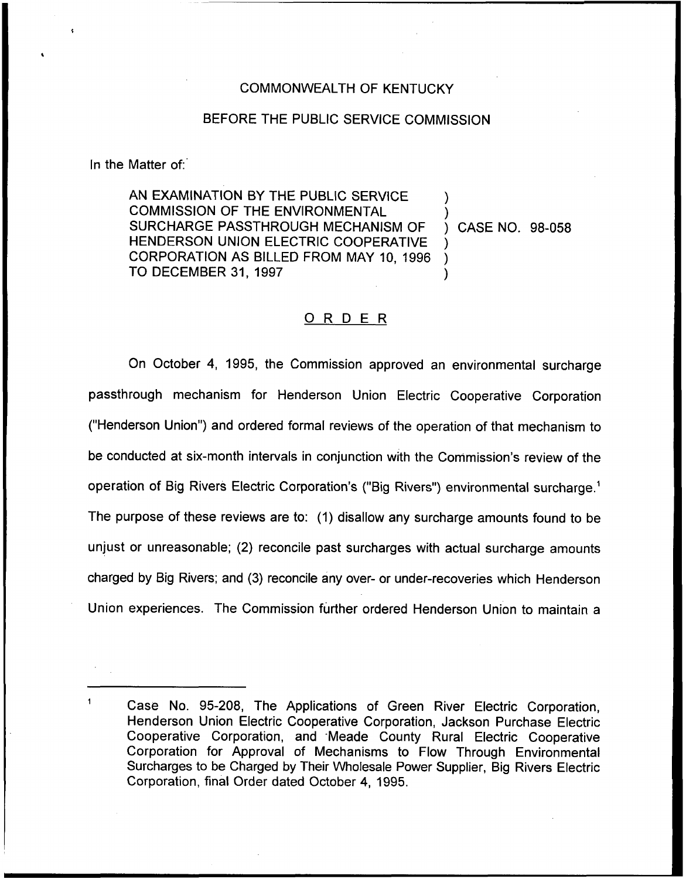COMMONWEALTH OF KENTUCKY

BEFORE THE PUBLIC SERVICE COMMISSION

In the Matter of:

AN EXAMINATION BY THE PUBLIC SERVICE COMMISSION OF THE ENVIRONMENTAL SURCHARGE PASSTHROUGH MECHANISM OF HENDERSON UNION ELECTRIC COOPERATIVE CORPORATION AS BILLED FROM MAY 10, 1996 TO DECEMBER 31, 1997 ) CASE NO. 98-058

## ORDER

On October 4, 1995, the Commission approved an environmental surcharge passthrough mechanism for Henderson Union Electric Cooperative Corporation ("Henderson Union") and ordered formal reviews of the operation of that mechanism to be conducted at six-month intervals in conjunction with the Commission's review of the operation of Big Rivers Electric Corporation's ("Big Rivers") environmental surcharge.[1] The purpose of these reviews are to: (1) disallow any surcharge amounts found to be unjust or unreasonable; (2) reconcile past surcharges with actual surcharge amounts charged by Big Rivers; and (3) reconcile any over- or under-recoveries which Henderson Union experiences. The Commission further ordered Henderson Union to maintain a

[1] Case No. 95-208, The Applications of Green River Electric Corporation, Henderson Union Electric Cooperative Corporation, Jackson Purchase Electric Cooperative Corporation, and Meade County Rural Electric Cooperative Corporation for Approval of Mechanisms to Flow Through Environmental Surcharges to be Charged by Their Wholesale Power Supplier, Big Rivers Electric Corporation, final Order dated October 4, 1995.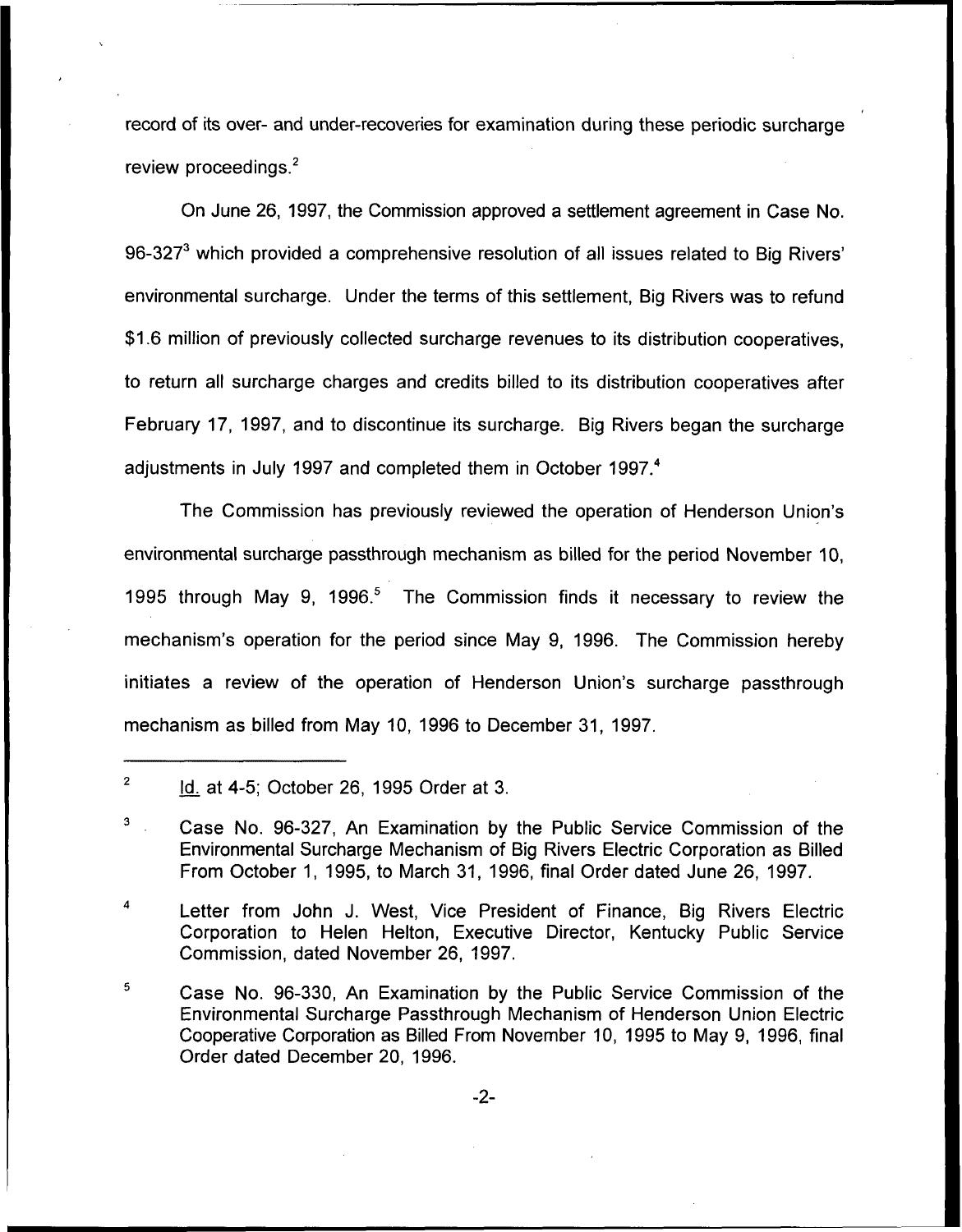record of its over- and under-recoveries for examination during these periodic surcharge review proceedings.[2]

On June 26, 1997, the Commission approved a settlement agreement in Case No. 96-327[3] which provided a comprehensive resolution of all issues related to Big Rivers' environmental surcharge. Under the terms of this settlement, Big Rivers was to refund $1.6 million of previously collected surcharge revenues to its distribution cooperatives, to return all surcharge charges and credits billed to its distribution cooperatives after February 17, 1997, and to discontinue its surcharge. Big Rivers began the surcharge adjustments in July 1997 and completed them in October 1997.[4]

The Commission has previously reviewed the operation of Henderson Union's environmental surcharge passthrough mechanism as billed for the period November 10, 1995 through May 9, 1996.[5] The Commission finds it necessary to review the mechanism's operation for the period since May 9, 1996. The Commission hereby initiates a review of the operation of Henderson Union's surcharge passthrough mechanism as billed from May 10, 1996 to December 31, 1997.

---

[2] Id. at 4-5; October 26, 1995 Order at 3.

[3] Case No. 96-327, An Examination by the Public Service Commission of the Environmental Surcharge Mechanism of Big Rivers Electric Corporation as Billed From October 1, 1995, to March 31, 1996, final Order dated June 26, 1997.

[4] Letter from John J. West, Vice President of Finance, Big Rivers Electric Corporation to Helen Helton, Executive Director, Kentucky Public Service Commission, dated November 26, 1997.

[5] Case No. 96-330, An Examination by the Public Service Commission of the Environmental Surcharge Passthrough Mechanism of Henderson Union Electric Cooperative Corporation as Billed From November 10, 1995 to May 9, 1996, final Order dated December 20, 1996.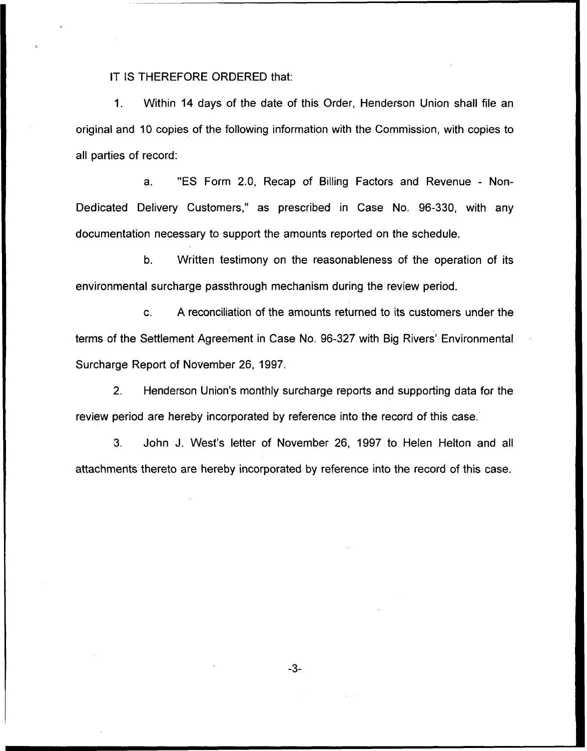IT IS THEREFORE ORDERED that:

1. Within 14 days of the date of this Order, Henderson Union shall file an original and 10 copies of the following information with the Commission, with copies to all parties of record:

   a. "ES Form 2.0, Recap of Billing Factors and Revenue - Non-Dedicated Delivery Customers," as prescribed in Case No. 96-330, with any documentation necessary to support the amounts reported on the schedule.

   b. Written testimony on the reasonableness of the operation of its environmental surcharge passthrough mechanism during the review period.

   c. A reconciliation of the amounts returned to its customers under the terms of the Settlement Agreement in Case No. 96-327 with Big Rivers' Environmental Surcharge Report of November 26, 1997.

2. Henderson Union's monthly surcharge reports and supporting data for the review period are hereby incorporated by reference into the record of this case.

3. John J. West's letter of November 26, 1997 to Helen Helton and all attachments thereto are hereby incorporated by reference into the record of this case.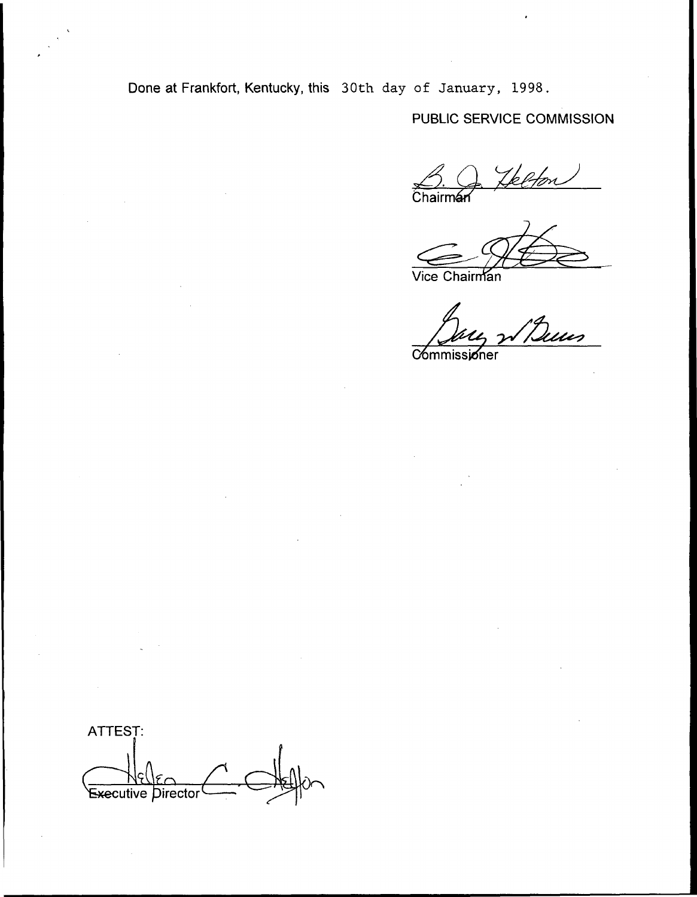Done at Frankfort, Kentucky, this 30th day of January, 1998.

PUBLIC SERVICE COMMISSION

B. J. Helton
Chairman

Vice Chairman

Gary W. Gillis
Commissioner

ATTEST:

Helen C. Helton
Executive Director